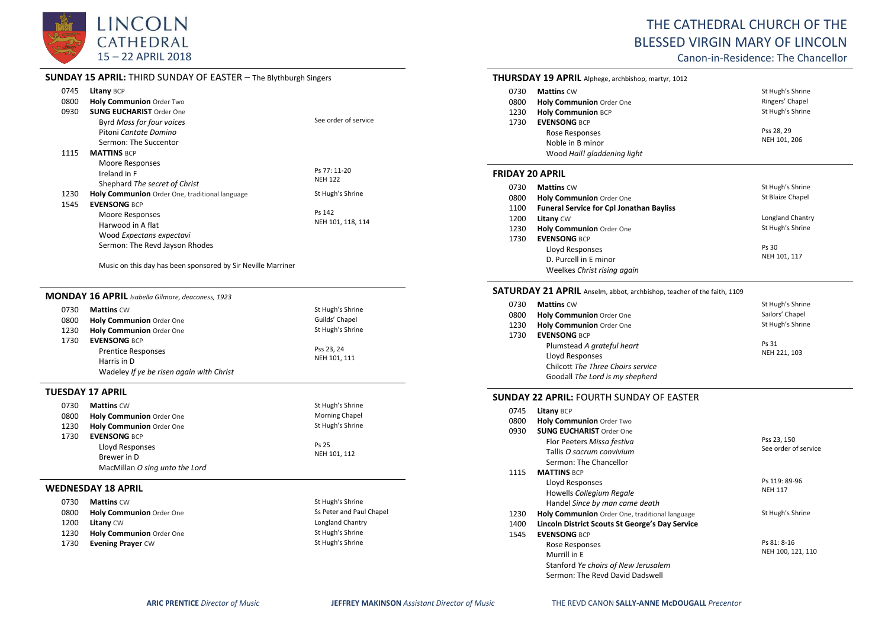# LINCOLN CATHEDRAL

15 – 22 APRIL 2018

# THE CATHEDRAL CHURCH OF THE BLESSED VIRGIN MARY OF LINCOLN

Canon-in-Residence: The Chancellor

## SUNDAY 15 APRIL: THIRD SUNDAY OF EASTER – The Blythburgh Singers

| | | |
|---|---|---|
| 0745 | **Litany** BCP | |
| 0800 | **Holy Communion** Order Two | |
| 0930 | **SUNG EUCHARIST** Order One | |
| | Byrd *Mass for four voices* | See order of service |
| | Pitoni *Cantate Domino* | |
| | Sermon: The Succentor | |
| 1115 | **MATTINS** BCP | |
| | Moore Responses | Ps 77: 11-20 |
| | Ireland in F | NEH 122 |
| | Shephard *The secret of Christ* | |
| 1230 | **Holy Communion** Order One, traditional language | St Hugh's Shrine |
| 1545 | **EVENSONG** BCP | |
| | Moore Responses | Ps 142 |
| | Harwood in A flat | NEH 101, 118, 114 |
| | Wood *Expectans expectavi* | |
| | Sermon: The Revd Jayson Rhodes | |

Music on this day has been sponsored by Sir Neville Marriner

## MONDAY 16 APRIL *Isabella Gilmore, deaconess, 1923*

| | | |
|---|---|---|
| 0730 | **Mattins** CW | St Hugh's Shrine |
| 0800 | **Holy Communion** Order One | Guilds' Chapel |
| 1230 | **Holy Communion** Order One | St Hugh's Shrine |
| 1730 | **EVENSONG** BCP | |
| | Prentice Responses | Pss 23, 24 |
| | Harris in D | NEH 101, 111 |
| | Wadeley *If ye be risen again with Christ* | |

## TUESDAY 17 APRIL

| | | |
|---|---|---|
| 0730 | **Mattins** CW | St Hugh's Shrine |
| 0800 | **Holy Communion** Order One | Morning Chapel |
| 1230 | **Holy Communion** Order One | St Hugh's Shrine |
| 1730 | **EVENSONG** BCP | |
| | Lloyd Responses | Ps 25 |
| | Brewer in D | NEH 101, 112 |
| | MacMillan *O sing unto the Lord* | |

## WEDNESDAY 18 APRIL

| | | |
|---|---|---|
| 0730 | **Mattins** CW | St Hugh's Shrine |
| 0800 | **Holy Communion** Order One | Ss Peter and Paul Chapel |
| 1200 | **Litany** CW | Longland Chantry |
| 1230 | **Holy Communion** Order One | St Hugh's Shrine |
| 1730 | **Evening Prayer** CW | St Hugh's Shrine |

## THURSDAY 19 APRIL Alphege, archbishop, martyr, 1012

| | | |
|---|---|---|
| 0730 | **Mattins** CW | St Hugh's Shrine |
| 0800 | **Holy Communion** Order One | Ringers' Chapel |
| 1230 | **Holy Communion** BCP | St Hugh's Shrine |
| 1730 | **EVENSONG** BCP | |
| | Rose Responses | Pss 28, 29 |
| | Noble in B minor | NEH 101, 206 |
| | Wood *Hail! gladdening light* | |

## FRIDAY 20 APRIL

| | | |
|---|---|---|
| 0730 | **Mattins** CW | St Hugh's Shrine |
| 0800 | **Holy Communion** Order One | St Blaize Chapel |
| 1100 | **Funeral Service for Cpl Jonathan Bayliss** | |
| 1200 | **Litany** CW | Longland Chantry |
| 1230 | **Holy Communion** Order One | St Hugh's Shrine |
| 1730 | **EVENSONG** BCP | |
| | Lloyd Responses | Ps 30 |
| | D. Purcell in E minor | NEH 101, 117 |
| | Weelkes *Christ rising again* | |

## SATURDAY 21 APRIL Anselm, abbot, archbishop, teacher of the faith, 1109

| | | |
|---|---|---|
| 0730 | **Mattins** CW | St Hugh's Shrine |
| 0800 | **Holy Communion** Order One | Sailors' Chapel |
| 1230 | **Holy Communion** Order One | St Hugh's Shrine |
| 1730 | **EVENSONG** BCP | |
| | Plumstead *A grateful heart* | Ps 31 |
| | Lloyd Responses | NEH 221, 103 |
| | Chilcott *The Three Choirs service* | |
| | Goodall *The Lord is my shepherd* | |

## SUNDAY 22 APRIL: FOURTH SUNDAY OF EASTER

| | | |
|---|---|---|
| 0745 | **Litany** BCP | |
| 0800 | **Holy Communion** Order Two | |
| 0930 | **SUNG EUCHARIST** Order One | |
| | Flor Peeters *Missa festiva* | Pss 23, 150 |
| | Tallis *O sacrum convivium* | See order of service |
| | Sermon: The Chancellor | |
| 1115 | **MATTINS** BCP | |
| | Lloyd Responses | Ps 119: 89-96 |
| | Howells *Collegium Regale* | NEH 117 |
| | Handel *Since by man came death* | |
| 1230 | **Holy Communion** Order One, traditional language | St Hugh's Shrine |
| 1400 | **Lincoln District Scouts St George's Day Service** | |
| 1545 | **EVENSONG** BCP | |
| | Rose Responses | Ps 81: 8-16 |
| | Murrill in E | NEH 100, 121, 110 |
| | Stanford *Ye choirs of New Jerusalem* | |
| | Sermon: The Revd David Dadswell | |

**ARIC PRENTICE** *Director of Music* **JEFFREY MAKINSON** *Assistant Director of Music* THE REVD CANON **SALLY-ANNE McDOUGALL** *Precentor*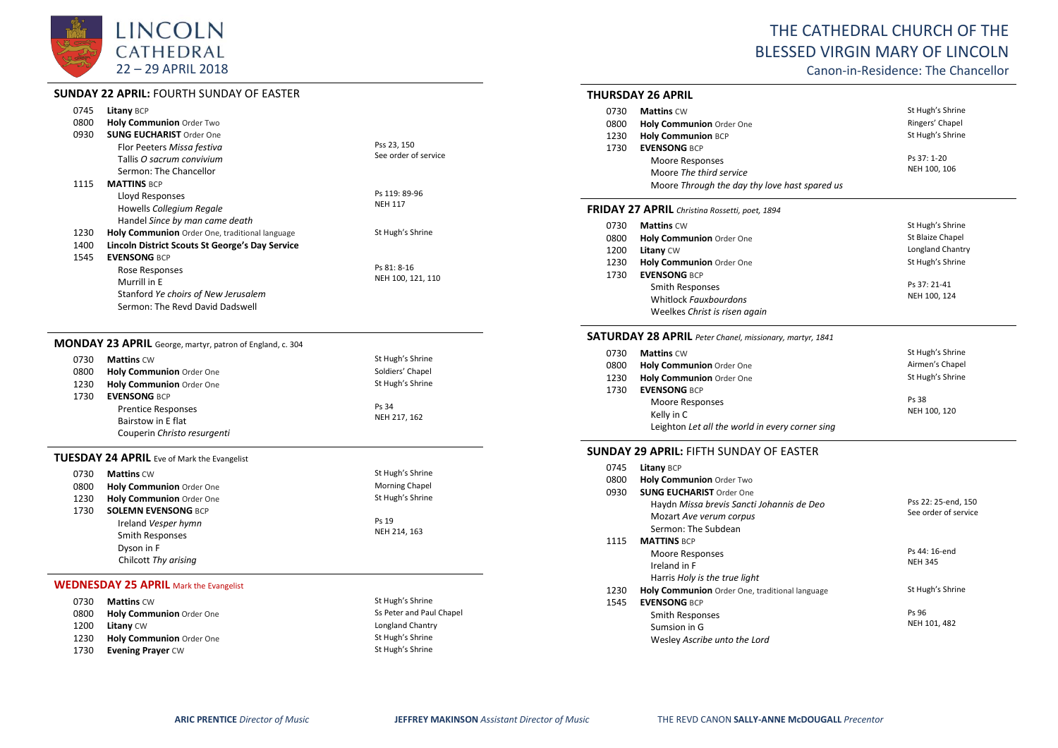# LINCOLN CATHEDRAL
22 – 29 APRIL 2018

# THE CATHEDRAL CHURCH OF THE BLESSED VIRGIN MARY OF LINCOLN

Canon-in-Residence: The Chancellor

## SUNDAY 22 APRIL: FOURTH SUNDAY OF EASTER

| | | |
|---|---|---|
| 0745 | **Litany** BCP | |
| 0800 | **Holy Communion** Order Two | |
| 0930 | **SUNG EUCHARIST** Order One | |
| | Flor Peeters *Missa festiva* | Pss 23, 150 |
| | Tallis *O sacrum convivium* | See order of service |
| | Sermon: The Chancellor | |
| 1115 | **MATTINS** BCP | |
| | Lloyd Responses | Ps 119: 89-96 |
| | Howells *Collegium Regale* | NEH 117 |
| | Handel *Since by man came death* | |
| 1230 | **Holy Communion** Order One, traditional language | St Hugh's Shrine |
| 1400 | **Lincoln District Scouts St George's Day Service** | |
| 1545 | **EVENSONG** BCP | |
| | Rose Responses | Ps 81: 8-16 |
| | Murrill in E | NEH 100, 121, 110 |
| | Stanford *Ye choirs of New Jerusalem* | |
| | Sermon: The Revd David Dadswell | |

## MONDAY 23 APRIL George, martyr, patron of England, c. 304

| | | |
|---|---|---|
| 0730 | **Mattins** CW | St Hugh's Shrine |
| 0800 | **Holy Communion** Order One | Soldiers' Chapel |
| 1230 | **Holy Communion** Order One | St Hugh's Shrine |
| 1730 | **EVENSONG** BCP | |
| | Prentice Responses | Ps 34 |
| | Bairstow in E flat | NEH 217, 162 |
| | Couperin *Christo resurgenti* | |

## TUESDAY 24 APRIL Eve of Mark the Evangelist

| | | |
|---|---|---|
| 0730 | **Mattins** CW | St Hugh's Shrine |
| 0800 | **Holy Communion** Order One | Morning Chapel |
| 1230 | **Holy Communion** Order One | St Hugh's Shrine |
| 1730 | **SOLEMN EVENSONG** BCP | |
| | Ireland *Vesper hymn* | Ps 19 |
| | Smith Responses | NEH 214, 163 |
| | Dyson in F | |
| | Chilcott *Thy arising* | |

## WEDNESDAY 25 APRIL Mark the Evangelist

| | | |
|---|---|---|
| 0730 | **Mattins** CW | St Hugh's Shrine |
| 0800 | **Holy Communion** Order One | Ss Peter and Paul Chapel |
| 1200 | **Litany** CW | Longland Chantry |
| 1230 | **Holy Communion** Order One | St Hugh's Shrine |
| 1730 | **Evening Prayer** CW | St Hugh's Shrine |

## THURSDAY 26 APRIL

| | | |
|---|---|---|
| 0730 | **Mattins** CW | St Hugh's Shrine |
| 0800 | **Holy Communion** Order One | Ringers' Chapel |
| 1230 | **Holy Communion** BCP | St Hugh's Shrine |
| 1730 | **EVENSONG** BCP | |
| | Moore Responses | Ps 37: 1-20 |
| | Moore *The third service* | NEH 100, 106 |
| | Moore *Through the day thy love hast spared us* | |

## FRIDAY 27 APRIL *Christina Rossetti, poet, 1894*

| | | |
|---|---|---|
| 0730 | **Mattins** CW | St Hugh's Shrine |
| 0800 | **Holy Communion** Order One | St Blaize Chapel |
| 1200 | **Litany** CW | Longland Chantry |
| 1230 | **Holy Communion** Order One | St Hugh's Shrine |
| 1730 | **EVENSONG** BCP | |
| | Smith Responses | Ps 37: 21-41 |
| | Whitlock *Fauxbourdons* | NEH 100, 124 |
| | Weelkes *Christ is risen again* | |

## SATURDAY 28 APRIL *Peter Chanel, missionary, martyr, 1841*

| | | |
|---|---|---|
| 0730 | **Mattins** CW | St Hugh's Shrine |
| 0800 | **Holy Communion** Order One | Airmen's Chapel |
| 1230 | **Holy Communion** Order One | St Hugh's Shrine |
| 1730 | **EVENSONG** BCP | |
| | Moore Responses | Ps 38 |
| | Kelly in C | NEH 100, 120 |
| | Leighton *Let all the world in every corner sing* | |

## SUNDAY 29 APRIL: FIFTH SUNDAY OF EASTER

| | | |
|---|---|---|
| 0745 | **Litany** BCP | |
| 0800 | **Holy Communion** Order Two | |
| 0930 | **SUNG EUCHARIST** Order One | |
| | Haydn *Missa brevis Sancti Johannis de Deo* | Pss 22: 25-end, 150 |
| | Mozart *Ave verum corpus* | See order of service |
| | Sermon: The Subdean | |
| 1115 | **MATTINS** BCP | |
| | Moore Responses | Ps 44: 16-end |
| | Ireland in F | NEH 345 |
| | Harris *Holy is the true light* | |
| 1230 | **Holy Communion** Order One, traditional language | St Hugh's Shrine |
| 1545 | **EVENSONG** BCP | |
| | Smith Responses | Ps 96 |
| | Sumsion in G | NEH 101, 482 |
| | Wesley *Ascribe unto the Lord* | |

**ARIC PRENTICE** *Director of Music* **JEFFREY MAKINSON** *Assistant Director of Music* THE REVD CANON **SALLY-ANNE McDOUGALL** *Precentor*